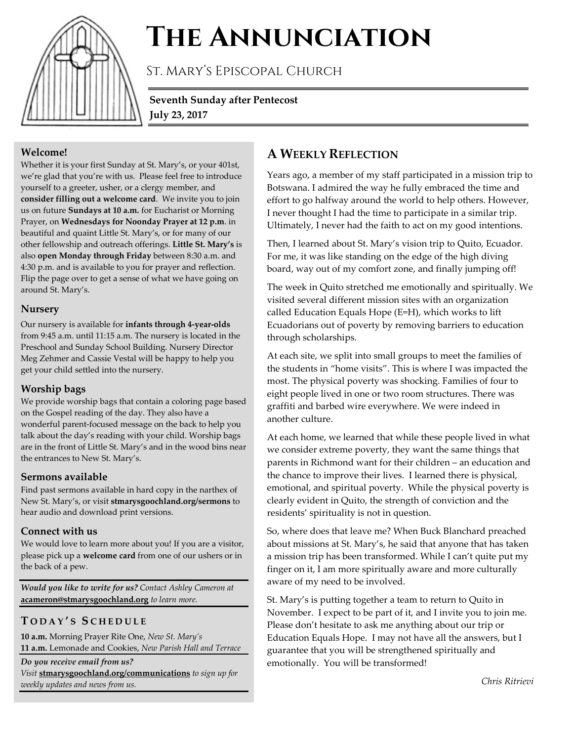# The Annunciation

St. Mary's Episcopal Church

**Seventh Sunday after Pentecost**
**July 23, 2017**

### Welcome!

Whether it is your first Sunday at St. Mary's, or your 401st, we're glad that you're with us. Please feel free to introduce yourself to a greeter, usher, or a clergy member, and **consider filling out a welcome card**. We invite you to join us on future **Sundays at 10 a.m.** for Eucharist or Morning Prayer, on **Wednesdays for Noonday Prayer at 12 p.m**. in beautiful and quaint Little St. Mary's, or for many of our other fellowship and outreach offerings. **Little St. Mary's** is also **open Monday through Friday** between 8:30 a.m. and 4:30 p.m. and is available to you for prayer and reflection. Flip the page over to get a sense of what we have going on around St. Mary's.

### Nursery

Our nursery is available for **infants through 4-year-olds** from 9:45 a.m. until 11:15 a.m. The nursery is located in the Preschool and Sunday School Building. Nursery Director Meg Zehmer and Cassie Vestal will be happy to help you get your child settled into the nursery.

### Worship bags

We provide worship bags that contain a coloring page based on the Gospel reading of the day. They also have a wonderful parent-focused message on the back to help you talk about the day's reading with your child. Worship bags are in the front of Little St. Mary's and in the wood bins near the entrances to New St. Mary's.

### Sermons available

Find past sermons available in hard copy in the narthex of New St. Mary's, or visit **stmarysgoochland.org/sermons** to hear audio and download print versions.

### Connect with us

We would love to learn more about you! If you are a visitor, please pick up a **welcome card** from one of our ushers or in the back of a pew.

***Would you like to write for us?*** *Contact Ashley Cameron at* **acameron@stmarysgoochland.org** *to learn more.*

## Today's Schedule

**10 a.m.** Morning Prayer Rite One, *New St. Mary's*
**11 a.m.** Lemonade and Cookies, *New Parish Hall and Terrace*

***Do you receive email from us?***
*Visit* **stmarysgoochland.org/communications** *to sign up for weekly updates and news from us.*

## A Weekly Reflection

Years ago, a member of my staff participated in a mission trip to Botswana. I admired the way he fully embraced the time and effort to go halfway around the world to help others. However, I never thought I had the time to participate in a similar trip. Ultimately, I never had the faith to act on my good intentions.

Then, I learned about St. Mary's vision trip to Quito, Ecuador. For me, it was like standing on the edge of the high diving board, way out of my comfort zone, and finally jumping off!

The week in Quito stretched me emotionally and spiritually. We visited several different mission sites with an organization called Education Equals Hope (E=H), which works to lift Ecuadorians out of poverty by removing barriers to education through scholarships.

At each site, we split into small groups to meet the families of the students in "home visits". This is where I was impacted the most. The physical poverty was shocking. Families of four to eight people lived in one or two room structures. There was graffiti and barbed wire everywhere. We were indeed in another culture.

At each home, we learned that while these people lived in what we consider extreme poverty, they want the same things that parents in Richmond want for their children – an education and the chance to improve their lives. I learned there is physical, emotional, and spiritual poverty. While the physical poverty is clearly evident in Quito, the strength of conviction and the residents' spirituality is not in question.

So, where does that leave me? When Buck Blanchard preached about missions at St. Mary's, he said that anyone that has taken a mission trip has been transformed. While I can't quite put my finger on it, I am more spiritually aware and more culturally aware of my need to be involved.

St. Mary's is putting together a team to return to Quito in November. I expect to be part of it, and I invite you to join me. Please don't hesitate to ask me anything about our trip or Education Equals Hope. I may not have all the answers, but I guarantee that you will be strengthened spiritually and emotionally. You will be transformed!

*Chris Ritrievi*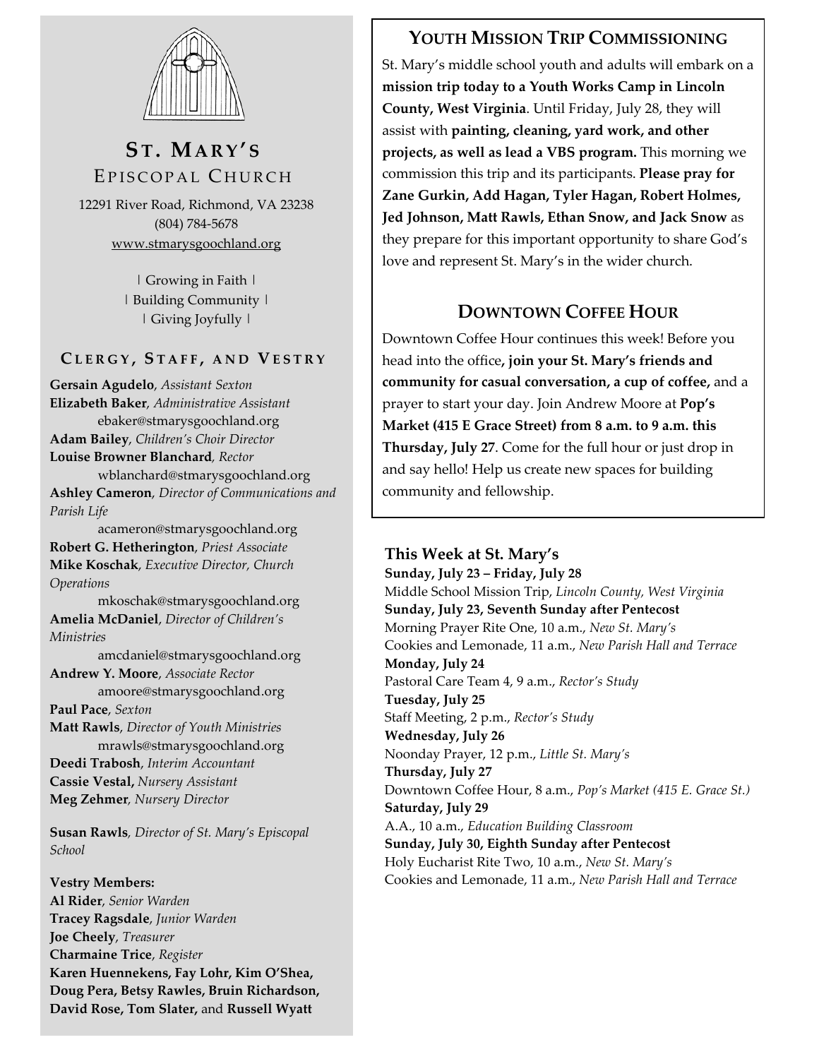# ST. MARY'S
## EPISCOPAL CHURCH

12291 River Road, Richmond, VA 23238
(804) 784-5678
www.stmarysgoochland.org

| Growing in Faith |
| Building Community |
| Giving Joyfully |

### CLERGY, STAFF, AND VESTRY

**Gersain Agudelo**, *Assistant Sexton*
**Elizabeth Baker**, *Administrative Assistant*
ebaker@stmarysgoochland.org
**Adam Bailey**, *Children's Choir Director*
**Louise Browner Blanchard**, *Rector*
wblanchard@stmarysgoochland.org
**Ashley Cameron**, *Director of Communications and Parish Life*
acameron@stmarysgoochland.org
**Robert G. Hetherington**, *Priest Associate*
**Mike Koschak**, *Executive Director, Church Operations*
mkoschak@stmarysgoochland.org
**Amelia McDaniel**, *Director of Children's Ministries*
amcdaniel@stmarysgoochland.org
**Andrew Y. Moore**, *Associate Rector*
amoore@stmarysgoochland.org
**Paul Pace**, *Sexton*
**Matt Rawls**, *Director of Youth Ministries*
mrawls@stmarysgoochland.org
**Deedi Trabosh**, *Interim Accountant*
**Cassie Vestal,** *Nursery Assistant*
**Meg Zehmer**, *Nursery Director*

**Susan Rawls**, *Director of St. Mary's Episcopal School*

**Vestry Members:**
**Al Rider**, *Senior Warden*
**Tracey Ragsdale**, *Junior Warden*
**Joe Cheely**, *Treasurer*
**Charmaine Trice**, *Register*
**Karen Huennekens, Fay Lohr, Kim O'Shea, Doug Pera, Betsy Rawles, Bruin Richardson, David Rose, Tom Slater,** and **Russell Wyatt**

## YOUTH MISSION TRIP COMMISSIONING

St. Mary's middle school youth and adults will embark on a **mission trip today to a Youth Works Camp in Lincoln County, West Virginia**. Until Friday, July 28, they will assist with **painting, cleaning, yard work, and other projects, as well as lead a VBS program.** This morning we commission this trip and its participants. **Please pray for Zane Gurkin, Add Hagan, Tyler Hagan, Robert Holmes, Jed Johnson, Matt Rawls, Ethan Snow, and Jack Snow** as they prepare for this important opportunity to share God's love and represent St. Mary's in the wider church.

## DOWNTOWN COFFEE HOUR

Downtown Coffee Hour continues this week! Before you head into the office**, join your St. Mary's friends and community for casual conversation, a cup of coffee,** and a prayer to start your day. Join Andrew Moore at **Pop's Market (415 E Grace Street) from 8 a.m. to 9 a.m. this Thursday, July 27**. Come for the full hour or just drop in and say hello! Help us create new spaces for building community and fellowship.

## This Week at St. Mary's

**Sunday, July 23 – Friday, July 28**
Middle School Mission Trip, *Lincoln County, West Virginia*
**Sunday, July 23, Seventh Sunday after Pentecost**
Morning Prayer Rite One, 10 a.m., *New St. Mary's*
Cookies and Lemonade, 11 a.m., *New Parish Hall and Terrace*
**Monday, July 24**
Pastoral Care Team 4, 9 a.m., *Rector's Study*
**Tuesday, July 25**
Staff Meeting, 2 p.m., *Rector's Study*
**Wednesday, July 26**
Noonday Prayer, 12 p.m., *Little St. Mary's*
**Thursday, July 27**
Downtown Coffee Hour, 8 a.m., *Pop's Market (415 E. Grace St.)*
**Saturday, July 29**
A.A., 10 a.m., *Education Building Classroom*
**Sunday, July 30, Eighth Sunday after Pentecost**
Holy Eucharist Rite Two, 10 a.m., *New St. Mary's*
Cookies and Lemonade, 11 a.m., *New Parish Hall and Terrace*